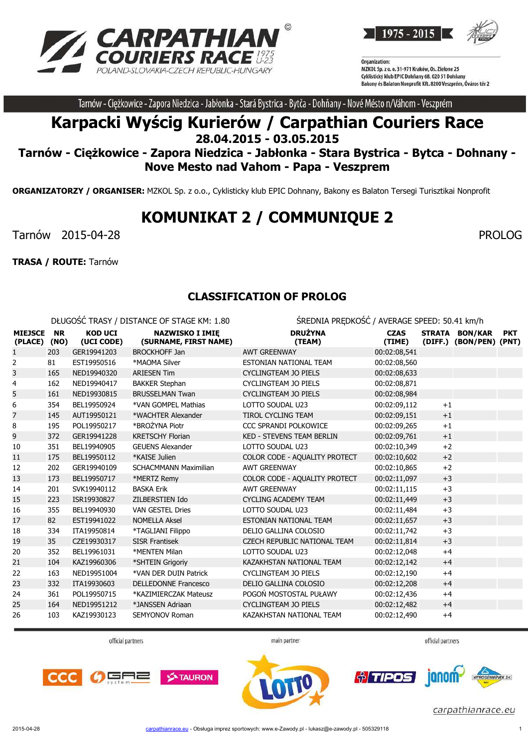# CARPATHIAN COURIERS RACE

1975 U-23

POLAND-SLOVAKIA-CZECH REPUBLIC-HUNGARY

1975 - 2015

Organization:
MZKOL Sp. z o. o., 31-971 Kraków, Os. Zielone 25
Cyklistický klub EPIC Dohňany 68, 020 51 Dohňany
Bakony és Balaton Nonprofit Kft. 8200 Veszprém, Óváros tér 2

Tarnów - Ciężkowice - Zapora Niedzica - Jabłonka - Stará Bystrica - Bytča - Dohňany - Nové Mésto n/Váhom - Veszprém

# Karpacki Wyścig Kurierów / Carpathian Couriers Race

## 28.04.2015 - 03.05.2015

## Tarnów - Ciężkowice - Zapora Niedzica - Jabłonka - Stara Bystrica - Bytca - Dohnany - Nove Mesto nad Vahom - Papa - Veszprem

**ORGANIZATORZY / ORGANISER:** MZKOL Sp. z o.o., Cyklisticky klub EPIC Dohnany, Bakony es Balaton Tersegi Turisztikai Nonprofit

# KOMUNIKAT 2 / COMMUNIQUE 2

Tarnów 2015-04-28 PROLOG

**TRASA / ROUTE:** Tarnów

### CLASSIFICATION OF PROLOG

DŁUGOŚĆ TRASY / DISTANCE OF STAGE KM: 1.80 — ŚREDNIA PRĘDKOŚĆ / AVERAGE SPEED: 50.41 km/h

| MIEJSCE (PLACE) | NR (NO) | KOD UCI (UCI CODE) | NAZWISKO I IMIĘ (SURNAME, FIRST NAME) | DRUŻYNA (TEAM) | CZAS (TIME) | STRATA (DIFF.) | BON/KAR (BON/PEN) | PKT (PNT) |
|---|---|---|---|---|---|---|---|---|
| 1 | 203 | GER19941203 | BROCKHOFF Jan | AWT GREENWAY | 00:02:08,541 | | | |
| 2 | 81 | EST19950516 | *MAOMA Silver | ESTONIAN NATIONAL TEAM | 00:02:08,560 | | | |
| 3 | 165 | NED19940320 | ARIESEN Tim | CYCLINGTEAM JO PIELS | 00:02:08,633 | | | |
| 4 | 162 | NED19940417 | BAKKER Stephan | CYCLINGTEAM JO PIELS | 00:02:08,871 | | | |
| 5 | 161 | NED19930815 | BRUSSELMAN Twan | CYCLINGTEAM JO PIELS | 00:02:08,984 | | | |
| 6 | 354 | BEL19950924 | *VAN GOMPEL Mathias | LOTTO SOUDAL U23 | 00:02:09,112 | +1 | | |
| 7 | 145 | AUT19950121 | *WACHTER Alexander | TIROL CYCLING TEAM | 00:02:09,151 | +1 | | |
| 8 | 195 | POL19950217 | *BROŻYNA Piotr | CCC SPRANDI POLKOWICE | 00:02:09,265 | +1 | | |
| 9 | 372 | GER19941228 | KRETSCHY Florian | KED - STEVENS TEAM BERLIN | 00:02:09,761 | +1 | | |
| 10 | 351 | BEL19940905 | GEUENS Alexander | LOTTO SOUDAL U23 | 00:02:10,349 | +2 | | |
| 11 | 175 | BEL19950112 | *KAISE Julien | COLOR CODE - AQUALITY PROTECT | 00:02:10,602 | +2 | | |
| 12 | 202 | GER19940109 | SCHACMMANN Maximilian | AWT GREENWAY | 00:02:10,865 | +2 | | |
| 13 | 173 | BEL19950717 | *MERTZ Remy | COLOR CODE - AQUALITY PROTECT | 00:02:11,097 | +3 | | |
| 14 | 201 | SVK19940112 | BASKA Erik | AWT GREENWAY | 00:02:11,115 | +3 | | |
| 15 | 223 | ISR19930827 | ZILBERSTIEN Ido | CYCLING ACADEMY TEAM | 00:02:11,449 | +3 | | |
| 16 | 355 | BEL19940930 | VAN GESTEL Dries | LOTTO SOUDAL U23 | 00:02:11,484 | +3 | | |
| 17 | 82 | EST19941022 | NOMELLA Aksel | ESTONIAN NATIONAL TEAM | 00:02:11,657 | +3 | | |
| 18 | 334 | ITA19950814 | *TAGLIANI Filippo | DELIO GALLINA COLOSIO | 00:02:11,742 | +3 | | |
| 19 | 35 | CZE19930317 | SISR Frantisek | CZECH REPUBLIC NATIONAL TEAM | 00:02:11,814 | +3 | | |
| 20 | 352 | BEL19961031 | *MENTEN Milan | LOTTO SOUDAL U23 | 00:02:12,048 | +4 | | |
| 21 | 104 | KAZ19960306 | *SHTEIN Grigoriy | KAZAKHSTAN NATIONAL TEAM | 00:02:12,142 | +4 | | |
| 22 | 163 | NED19951004 | *VAN DER DUIN Patrick | CYCLINGTEAM JO PIELS | 00:02:12,190 | +4 | | |
| 23 | 332 | ITA19930603 | DELLEDONNE Francesco | DELIO GALLINA COLOSIO | 00:02:12,208 | +4 | | |
| 24 | 361 | POL19950715 | *KAZIMIERCZAK Mateusz | POGOŃ MOSTOSTAL PUŁAWY | 00:02:12,436 | +4 | | |
| 25 | 164 | NED19951212 | *JANSSEN Adriaan | CYCLINGTEAM JO PIELS | 00:02:12,482 | +4 | | |
| 26 | 103 | KAZ19930123 | SEMYONOV Roman | KAZAKHSTAN NATIONAL TEAM | 00:02:12,490 | +4 | | |

official partners — main partner — official partners

carpathianrace.eu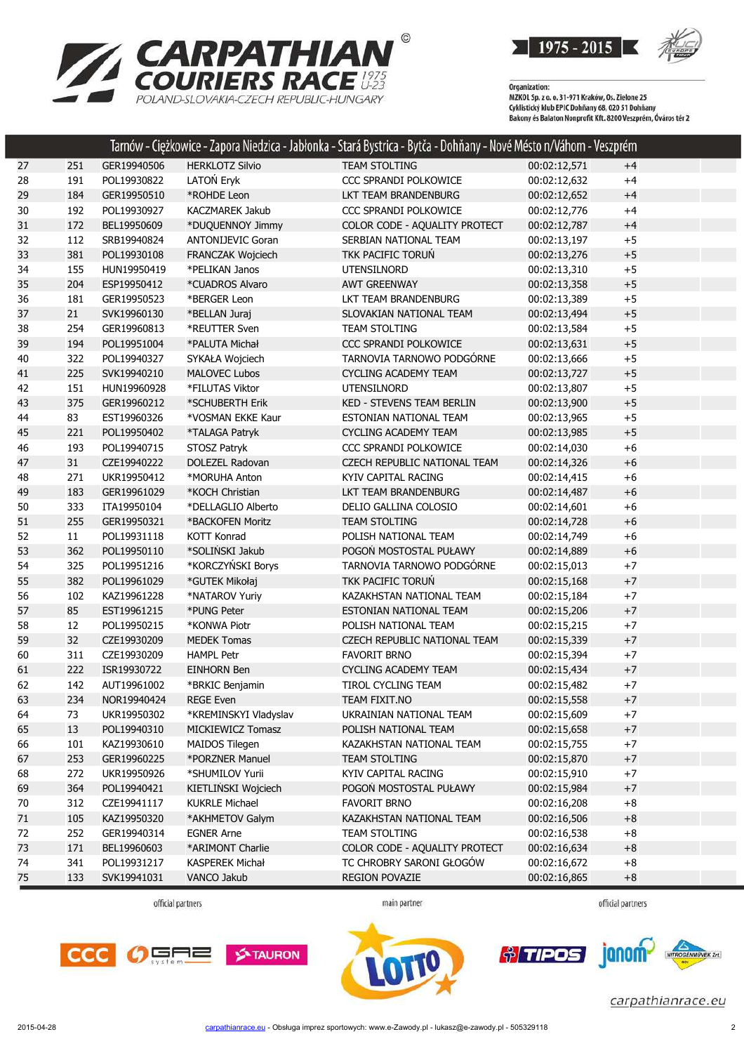## Tarnów - Ciężkowice - Zapora Niedzica - Jabłonka - Stará Bystrica - Bytča - Dohňany - Nové Mésto n/Váhom - Veszprém

| | | | | | | |
|---|---|---|---|---|---|---|
| 27 | 251 | GER19940506 | HERKLOTZ Silvio | TEAM STOLTING | 00:02:12,571 | +4 |
| 28 | 191 | POL19930822 | LATOŃ Eryk | CCC SPRANDI POLKOWICE | 00:02:12,632 | +4 |
| 29 | 184 | GER19950510 | *ROHDE Leon | LKT TEAM BRANDENBURG | 00:02:12,652 | +4 |
| 30 | 192 | POL19930927 | KACZMAREK Jakub | CCC SPRANDI POLKOWICE | 00:02:12,776 | +4 |
| 31 | 172 | BEL19950609 | *DUQUENNOY Jimmy | COLOR CODE - AQUALITY PROTECT | 00:02:12,787 | +4 |
| 32 | 112 | SRB19940824 | ANTONIJEVIC Goran | SERBIAN NATIONAL TEAM | 00:02:13,197 | +5 |
| 33 | 381 | POL19930108 | FRANCZAK Wojciech | TKK PACIFIC TORUŃ | 00:02:13,276 | +5 |
| 34 | 155 | HUN19950419 | *PELIKAN Janos | UTENSILNORD | 00:02:13,310 | +5 |
| 35 | 204 | ESP19950412 | *CUADROS Alvaro | AWT GREENWAY | 00:02:13,358 | +5 |
| 36 | 181 | GER19950523 | *BERGER Leon | LKT TEAM BRANDENBURG | 00:02:13,389 | +5 |
| 37 | 21 | SVK19960130 | *BELLAN Juraj | SLOVAKIAN NATIONAL TEAM | 00:02:13,494 | +5 |
| 38 | 254 | GER19960813 | *REUTTER Sven | TEAM STOLTING | 00:02:13,584 | +5 |
| 39 | 194 | POL19951004 | *PALUTA Michał | CCC SPRANDI POLKOWICE | 00:02:13,631 | +5 |
| 40 | 322 | POL19930327 | SYKAŁA Wojciech | TARNOVIA TARNOWO PODGÓRNE | 00:02:13,666 | +5 |
| 41 | 225 | SVK19940210 | MALOVEC Lubos | CYCLING ACADEMY TEAM | 00:02:13,727 | +5 |
| 42 | 151 | HUN19960928 | *FILUTAS Viktor | UTENSILNORD | 00:02:13,807 | +5 |
| 43 | 375 | GER19960212 | *SCHUBERTH Erik | KED - STEVENS TEAM BERLIN | 00:02:13,900 | +5 |
| 44 | 83 | EST19960326 | *VOSMAN EKKE Kaur | ESTONIAN NATIONAL TEAM | 00:02:13,965 | +5 |
| 45 | 221 | POL19950402 | *TALAGA Patryk | CYCLING ACADEMY TEAM | 00:02:13,985 | +5 |
| 46 | 193 | POL19940715 | STOSZ Patryk | CCC SPRANDI POLKOWICE | 00:02:14,030 | +6 |
| 47 | 31 | CZE19940222 | DOLEZEL Radovan | CZECH REPUBLIC NATIONAL TEAM | 00:02:14,326 | +6 |
| 48 | 271 | UKR19950412 | *MORUHA Anton | KYIV CAPITAL RACING | 00:02:14,415 | +6 |
| 49 | 183 | GER19961029 | *KOCH Christian | LKT TEAM BRANDENBURG | 00:02:14,487 | +6 |
| 50 | 333 | ITA19950104 | *DELLAGLIO Alberto | DELIO GALLINA COLOSIO | 00:02:14,601 | +6 |
| 51 | 255 | GER19950321 | *BACKOFEN Moritz | TEAM STOLTING | 00:02:14,728 | +6 |
| 52 | 11 | POL19931118 | KOTT Konrad | POLISH NATIONAL TEAM | 00:02:14,749 | +6 |
| 53 | 362 | POL19950110 | *SOLIŃSKI Jakub | POGOŃ MOSTOSTAL PUŁAWY | 00:02:14,889 | +6 |
| 54 | 325 | POL19951216 | *KORCZYŃSKI Borys | TARNOVIA TARNOWO PODGÓRNE | 00:02:15,013 | +7 |
| 55 | 382 | POL19961029 | *GUTEK Mikołaj | TKK PACIFIC TORUŃ | 00:02:15,168 | +7 |
| 56 | 102 | KAZ19961228 | *NATAROV Yuriy | KAZAKHSTAN NATIONAL TEAM | 00:02:15,184 | +7 |
| 57 | 85 | EST19961215 | *PUNG Peter | ESTONIAN NATIONAL TEAM | 00:02:15,206 | +7 |
| 58 | 12 | POL19950215 | *KONWA Piotr | POLISH NATIONAL TEAM | 00:02:15,215 | +7 |
| 59 | 32 | CZE19930209 | MEDEK Tomas | CZECH REPUBLIC NATIONAL TEAM | 00:02:15,339 | +7 |
| 60 | 311 | CZE19930209 | HAMPL Petr | FAVORIT BRNO | 00:02:15,394 | +7 |
| 61 | 222 | ISR19930722 | EINHORN Ben | CYCLING ACADEMY TEAM | 00:02:15,434 | +7 |
| 62 | 142 | AUT19961002 | *BRKIC Benjamin | TIROL CYCLING TEAM | 00:02:15,482 | +7 |
| 63 | 234 | NOR19940424 | REGE Even | TEAM FIXIT.NO | 00:02:15,558 | +7 |
| 64 | 73 | UKR19950302 | *KREMINSKYI Vladyslav | UKRAINIAN NATIONAL TEAM | 00:02:15,609 | +7 |
| 65 | 13 | POL19940310 | MICKIEWICZ Tomasz | POLISH NATIONAL TEAM | 00:02:15,658 | +7 |
| 66 | 101 | KAZ19930610 | MAIDOS Tilegen | KAZAKHSTAN NATIONAL TEAM | 00:02:15,755 | +7 |
| 67 | 253 | GER19960225 | *PORZNER Manuel | TEAM STOLTING | 00:02:15,870 | +7 |
| 68 | 272 | UKR19950926 | *SHUMILOV Yurii | KYIV CAPITAL RACING | 00:02:15,910 | +7 |
| 69 | 364 | POL19940421 | KIETLIŃSKI Wojciech | POGOŃ MOSTOSTAL PUŁAWY | 00:02:15,984 | +7 |
| 70 | 312 | CZE19941117 | KUKRLE Michael | FAVORIT BRNO | 00:02:16,208 | +8 |
| 71 | 105 | KAZ19950320 | *AKHMETOV Galym | KAZAKHSTAN NATIONAL TEAM | 00:02:16,506 | +8 |
| 72 | 252 | GER19940314 | EGNER Arne | TEAM STOLTING | 00:02:16,538 | +8 |
| 73 | 171 | BEL19960603 | *ARIMONT Charlie | COLOR CODE - AQUALITY PROTECT | 00:02:16,634 | +8 |
| 74 | 341 | POL19931217 | KASPEREK Michał | TC CHROBRY SARONI GŁOGÓW | 00:02:16,672 | +8 |
| 75 | 133 | SVK19941031 | VANCO Jakub | REGION POVAZIE | 00:02:16,865 | +8 |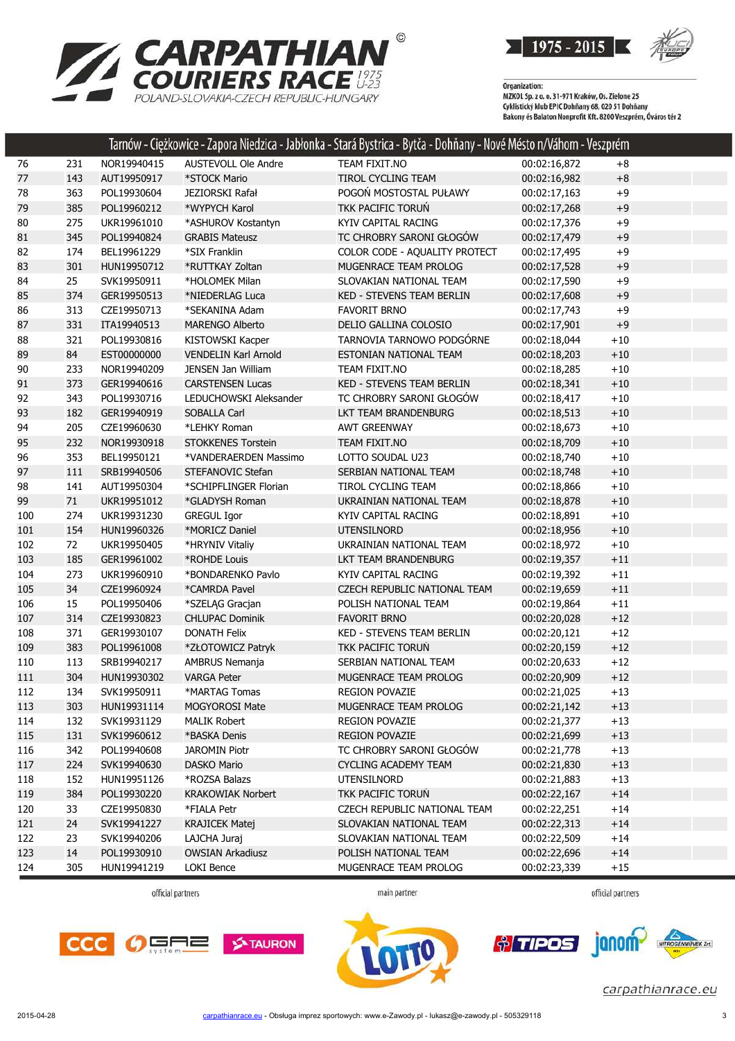Tarnów - Ciężkowice - Zapora Niedzica - Jabłonka - Stará Bystrica - Bytča - Dohňany - Nové Mésto n/Váhom - Veszprém

| | | | | | | |
|---|---|---|---|---|---|---|
| 76 | 231 | NOR19940415 | AUSTEVOLL Ole Andre | TEAM FIXIT.NO | 00:02:16,872 | +8 |
| 77 | 143 | AUT19950917 | *STOCK Mario | TIROL CYCLING TEAM | 00:02:16,982 | +8 |
| 78 | 363 | POL19930604 | JEZIORSKI Rafał | POGOŃ MOSTOSTAL PUŁAWY | 00:02:17,163 | +9 |
| 79 | 385 | POL19960212 | *WYPYCH Karol | TKK PACIFIC TORUŃ | 00:02:17,268 | +9 |
| 80 | 275 | UKR19961010 | *ASHUROV Kostantyn | KYIV CAPITAL RACING | 00:02:17,376 | +9 |
| 81 | 345 | POL19940824 | GRABIS Mateusz | TC CHROBRY SARONI GŁOGÓW | 00:02:17,479 | +9 |
| 82 | 174 | BEL19961229 | *SIX Franklin | COLOR CODE - AQUALITY PROTECT | 00:02:17,495 | +9 |
| 83 | 301 | HUN19950712 | *RUTTKAY Zoltan | MUGENRACE TEAM PROLOG | 00:02:17,528 | +9 |
| 84 | 25 | SVK19950911 | *HOLOMEK Milan | SLOVAKIAN NATIONAL TEAM | 00:02:17,590 | +9 |
| 85 | 374 | GER19950513 | *NIEDERLAG Luca | KED - STEVENS TEAM BERLIN | 00:02:17,608 | +9 |
| 86 | 313 | CZE19950713 | *SEKANINA Adam | FAVORIT BRNO | 00:02:17,743 | +9 |
| 87 | 331 | ITA19940513 | MARENGO Alberto | DELIO GALLINA COLOSIO | 00:02:17,901 | +9 |
| 88 | 321 | POL19930816 | KISTOWSKI Kacper | TARNOVIA TARNOWO PODGÓRNE | 00:02:18,044 | +10 |
| 89 | 84 | EST00000000 | VENDELIN Karl Arnold | ESTONIAN NATIONAL TEAM | 00:02:18,203 | +10 |
| 90 | 233 | NOR19940209 | JENSEN Jan William | TEAM FIXIT.NO | 00:02:18,285 | +10 |
| 91 | 373 | GER19940616 | CARSTENSEN Lucas | KED - STEVENS TEAM BERLIN | 00:02:18,341 | +10 |
| 92 | 343 | POL19930716 | LEDUCHOWSKI Aleksander | TC CHROBRY SARONI GŁOGÓW | 00:02:18,417 | +10 |
| 93 | 182 | GER19940919 | SOBALLA Carl | LKT TEAM BRANDENBURG | 00:02:18,513 | +10 |
| 94 | 205 | CZE19960630 | *LEHKY Roman | AWT GREENWAY | 00:02:18,673 | +10 |
| 95 | 232 | NOR19930918 | STOKKENES Torstein | TEAM FIXIT.NO | 00:02:18,709 | +10 |
| 96 | 353 | BEL19950121 | *VANDERAERDEN Massimo | LOTTO SOUDAL U23 | 00:02:18,740 | +10 |
| 97 | 111 | SRB19940506 | STEFANOVIC Stefan | SERBIAN NATIONAL TEAM | 00:02:18,748 | +10 |
| 98 | 141 | AUT19950304 | *SCHIPFLINGER Florian | TIROL CYCLING TEAM | 00:02:18,866 | +10 |
| 99 | 71 | UKR19951012 | *GLADYSH Roman | UKRAINIAN NATIONAL TEAM | 00:02:18,878 | +10 |
| 100 | 274 | UKR19931230 | GREGUL Igor | KYIV CAPITAL RACING | 00:02:18,891 | +10 |
| 101 | 154 | HUN19960326 | *MORICZ Daniel | UTENSILNORD | 00:02:18,956 | +10 |
| 102 | 72 | UKR19950405 | *HRYNIV Vitaliy | UKRAINIAN NATIONAL TEAM | 00:02:18,972 | +10 |
| 103 | 185 | GER19961002 | *ROHDE Louis | LKT TEAM BRANDENBURG | 00:02:19,357 | +11 |
| 104 | 273 | UKR19960910 | *BONDARENKO Pavlo | KYIV CAPITAL RACING | 00:02:19,392 | +11 |
| 105 | 34 | CZE19960924 | *CAMRDA Pavel | CZECH REPUBLIC NATIONAL TEAM | 00:02:19,659 | +11 |
| 106 | 15 | POL19950406 | *SZELĄG Gracjan | POLISH NATIONAL TEAM | 00:02:19,864 | +11 |
| 107 | 314 | CZE19930823 | CHLUPAC Dominik | FAVORIT BRNO | 00:02:20,028 | +12 |
| 108 | 371 | GER19930107 | DONATH Felix | KED - STEVENS TEAM BERLIN | 00:02:20,121 | +12 |
| 109 | 383 | POL19961008 | *ZŁOTOWICZ Patryk | TKK PACIFIC TORUŃ | 00:02:20,159 | +12 |
| 110 | 113 | SRB19940217 | AMBRUS Nemanja | SERBIAN NATIONAL TEAM | 00:02:20,633 | +12 |
| 111 | 304 | HUN19930302 | VARGA Peter | MUGENRACE TEAM PROLOG | 00:02:20,909 | +12 |
| 112 | 134 | SVK19950911 | *MARTAG Tomas | REGION POVAZIE | 00:02:21,025 | +13 |
| 113 | 303 | HUN19931114 | MOGYOROSI Mate | MUGENRACE TEAM PROLOG | 00:02:21,142 | +13 |
| 114 | 132 | SVK19931129 | MALIK Robert | REGION POVAZIE | 00:02:21,377 | +13 |
| 115 | 131 | SVK19960612 | *BASKA Denis | REGION POVAZIE | 00:02:21,699 | +13 |
| 116 | 342 | POL19940608 | JAROMIN Piotr | TC CHROBRY SARONI GŁOGÓW | 00:02:21,778 | +13 |
| 117 | 224 | SVK19940630 | DASKO Mario | CYCLING ACADEMY TEAM | 00:02:21,830 | +13 |
| 118 | 152 | HUN19951126 | *ROZSA Balazs | UTENSILNORD | 00:02:21,883 | +13 |
| 119 | 384 | POL19930220 | KRAKOWIAK Norbert | TKK PACIFIC TORUŃ | 00:02:22,167 | +14 |
| 120 | 33 | CZE19950830 | *FIALA Petr | CZECH REPUBLIC NATIONAL TEAM | 00:02:22,251 | +14 |
| 121 | 24 | SVK19941227 | KRAJICEK Matej | SLOVAKIAN NATIONAL TEAM | 00:02:22,313 | +14 |
| 122 | 23 | SVK19940206 | LAJCHA Juraj | SLOVAKIAN NATIONAL TEAM | 00:02:22,509 | +14 |
| 123 | 14 | POL19930910 | OWSIAN Arkadiusz | POLISH NATIONAL TEAM | 00:02:22,696 | +14 |
| 124 | 305 | HUN19941219 | LOKI Bence | MUGENRACE TEAM PROLOG | 00:02:23,339 | +15 |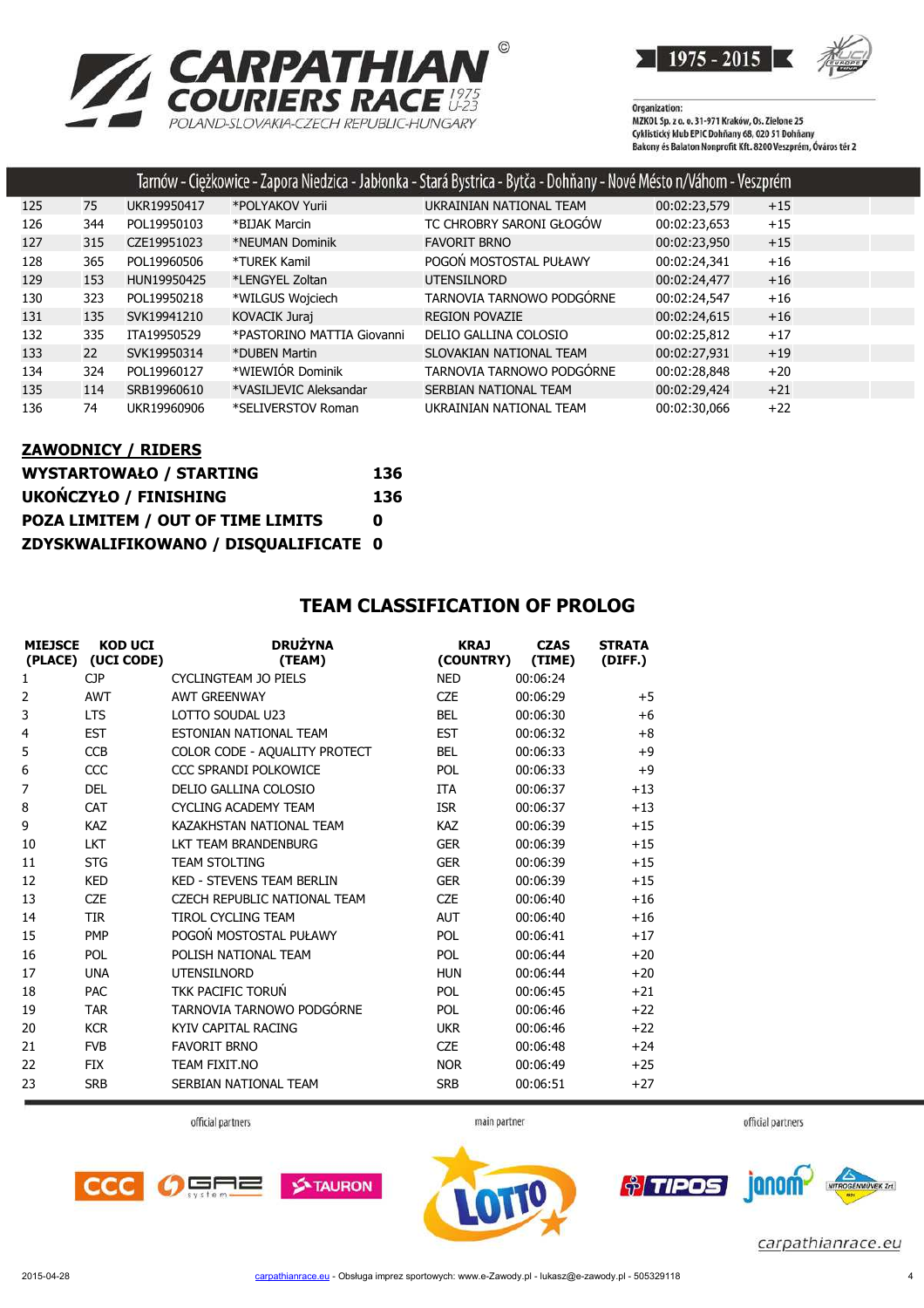Tarnów - Ciężkowice - Zapora Niedzica - Jabłonka - Stará Bystrica - Bytča - Dohňany - Nové Mésto n/Váhom - Veszprém

| | | | | | | |
|---|---|---|---|---|---|---|
| 125 | 75 | UKR19950417 | *POLYAKOV Yurii | UKRAINIAN NATIONAL TEAM | 00:02:23,579 | +15 |
| 126 | 344 | POL19950103 | *BIJAK Marcin | TC CHROBRY SARONI GŁOGÓW | 00:02:23,653 | +15 |
| 127 | 315 | CZE19951023 | *NEUMAN Dominik | FAVORIT BRNO | 00:02:23,950 | +15 |
| 128 | 365 | POL19960506 | *TUREK Kamil | POGOŃ MOSTOSTAL PUŁAWY | 00:02:24,341 | +16 |
| 129 | 153 | HUN19950425 | *LENGYEL Zoltan | UTENSILNORD | 00:02:24,477 | +16 |
| 130 | 323 | POL19950218 | *WILGUS Wojciech | TARNOVIA TARNOWO PODGÓRNE | 00:02:24,547 | +16 |
| 131 | 135 | SVK19941210 | KOVACIK Juraj | REGION POVAZIE | 00:02:24,615 | +16 |
| 132 | 335 | ITA19950529 | *PASTORINO MATTIA Giovanni | DELIO GALLINA COLOSIO | 00:02:25,812 | +17 |
| 133 | 22 | SVK19950314 | *DUBEN Martin | SLOVAKIAN NATIONAL TEAM | 00:02:27,931 | +19 |
| 134 | 324 | POL19960127 | *WIEWIÓR Dominik | TARNOVIA TARNOWO PODGÓRNE | 00:02:28,848 | +20 |
| 135 | 114 | SRB19960610 | *VASILJEVIC Aleksandar | SERBIAN NATIONAL TEAM | 00:02:29,424 | +21 |
| 136 | 74 | UKR19960906 | *SELIVERSTOV Roman | UKRAINIAN NATIONAL TEAM | 00:02:30,066 | +22 |

**ZAWODNICY / RIDERS**

| | |
|---|---|
| **WYSTARTOWAŁO / STARTING** | **136** |
| **UKOŃCZYŁO / FINISHING** | **136** |
| **POZA LIMITEM / OUT OF TIME LIMITS** | **0** |
| **ZDYSKWALIFIKOWANO / DISQUALIFICATE** | **0** |

## TEAM CLASSIFICATION OF PROLOG

| MIEJSCE (PLACE) | KOD UCI (UCI CODE) | DRUŻYNA (TEAM) | KRAJ (COUNTRY) | CZAS (TIME) | STRATA (DIFF.) |
|---|---|---|---|---|---|
| 1 | CJP | CYCLINGTEAM JO PIELS | NED | 00:06:24 | |
| 2 | AWT | AWT GREENWAY | CZE | 00:06:29 | +5 |
| 3 | LTS | LOTTO SOUDAL U23 | BEL | 00:06:30 | +6 |
| 4 | EST | ESTONIAN NATIONAL TEAM | EST | 00:06:32 | +8 |
| 5 | CCB | COLOR CODE - AQUALITY PROTECT | BEL | 00:06:33 | +9 |
| 6 | CCC | CCC SPRANDI POLKOWICE | POL | 00:06:33 | +9 |
| 7 | DEL | DELIO GALLINA COLOSIO | ITA | 00:06:37 | +13 |
| 8 | CAT | CYCLING ACADEMY TEAM | ISR | 00:06:37 | +13 |
| 9 | KAZ | KAZAKHSTAN NATIONAL TEAM | KAZ | 00:06:39 | +15 |
| 10 | LKT | LKT TEAM BRANDENBURG | GER | 00:06:39 | +15 |
| 11 | STG | TEAM STOLTING | GER | 00:06:39 | +15 |
| 12 | KED | KED - STEVENS TEAM BERLIN | GER | 00:06:39 | +15 |
| 13 | CZE | CZECH REPUBLIC NATIONAL TEAM | CZE | 00:06:40 | +16 |
| 14 | TIR | TIROL CYCLING TEAM | AUT | 00:06:40 | +16 |
| 15 | PMP | POGOŃ MOSTOSTAL PUŁAWY | POL | 00:06:41 | +17 |
| 16 | POL | POLISH NATIONAL TEAM | POL | 00:06:44 | +20 |
| 17 | UNA | UTENSILNORD | HUN | 00:06:44 | +20 |
| 18 | PAC | TKK PACIFIC TORUŃ | POL | 00:06:45 | +21 |
| 19 | TAR | TARNOVIA TARNOWO PODGÓRNE | POL | 00:06:46 | +22 |
| 20 | KCR | KYIV CAPITAL RACING | UKR | 00:06:46 | +22 |
| 21 | FVB | FAVORIT BRNO | CZE | 00:06:48 | +24 |
| 22 | FIX | TEAM FIXIT.NO | NOR | 00:06:49 | +25 |
| 23 | SRB | SERBIAN NATIONAL TEAM | SRB | 00:06:51 | +27 |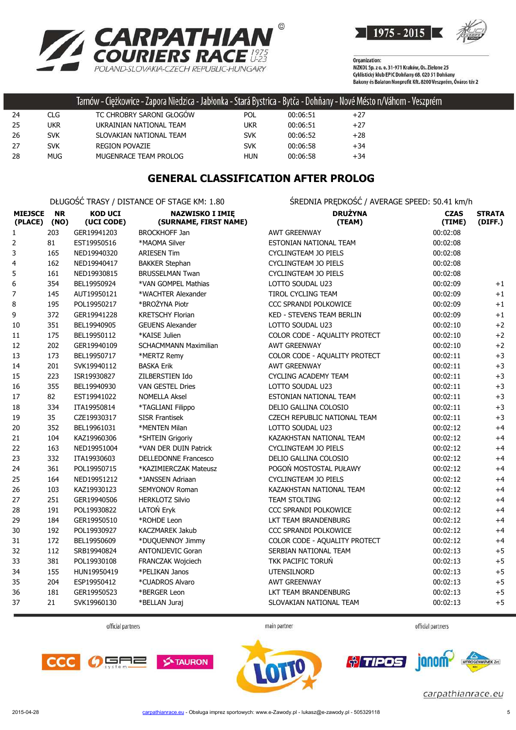Tarnów - Ciężkowice - Zapora Niedzica - Jabłonka - Stará Bystrica - Bytča - Dohňany - Nové Mésto n/Váhom - Veszprém

| | | | | | |
|---|---|---|---|---|---|
| 24 | CLG | TC CHROBRY SARONI GŁOGÓW | POL | 00:06:51 | +27 |
| 25 | UKR | UKRAINIAN NATIONAL TEAM | UKR | 00:06:51 | +27 |
| 26 | SVK | SLOVAKIAN NATIONAL TEAM | SVK | 00:06:52 | +28 |
| 27 | SVK | REGION POVAZIE | SVK | 00:06:58 | +34 |
| 28 | MUG | MUGENRACE TEAM PROLOG | HUN | 00:06:58 | +34 |

## GENERAL CLASSIFICATION AFTER PROLOG

DŁUGOŚĆ TRASY / DISTANCE OF STAGE KM: 1.80

ŚREDNIA PRĘDKOŚĆ / AVERAGE SPEED: 50.41 km/h

| MIEJSCE (PLACE) | NR (NO) | KOD UCI (UCI CODE) | NAZWISKO I IMIĘ (SURNAME, FIRST NAME) | DRUŻYNA (TEAM) | CZAS (TIME) | STRATA (DIFF.) |
|---|---|---|---|---|---|---|
| 1 | 203 | GER19941203 | BROCKHOFF Jan | AWT GREENWAY | 00:02:08 | |
| 2 | 81 | EST19950516 | *MAOMA Silver | ESTONIAN NATIONAL TEAM | 00:02:08 | |
| 3 | 165 | NED19940320 | ARIESEN Tim | CYCLINGTEAM JO PIELS | 00:02:08 | |
| 4 | 162 | NED19940417 | BAKKER Stephan | CYCLINGTEAM JO PIELS | 00:02:08 | |
| 5 | 161 | NED19930815 | BRUSSELMAN Twan | CYCLINGTEAM JO PIELS | 00:02:08 | |
| 6 | 354 | BEL19950924 | *VAN GOMPEL Mathias | LOTTO SOUDAL U23 | 00:02:09 | +1 |
| 7 | 145 | AUT19950121 | *WACHTER Alexander | TIROL CYCLING TEAM | 00:02:09 | +1 |
| 8 | 195 | POL19950217 | *BROŻYNA Piotr | CCC SPRANDI POLKOWICE | 00:02:09 | +1 |
| 9 | 372 | GER19941228 | KRETSCHY Florian | KED - STEVENS TEAM BERLIN | 00:02:09 | +1 |
| 10 | 351 | BEL19940905 | GEUENS Alexander | LOTTO SOUDAL U23 | 00:02:10 | +2 |
| 11 | 175 | BEL19950112 | *KAISE Julien | COLOR CODE - AQUALITY PROTECT | 00:02:10 | +2 |
| 12 | 202 | GER19940109 | SCHACMMANN Maximilian | AWT GREENWAY | 00:02:10 | +2 |
| 13 | 173 | BEL19950717 | *MERTZ Remy | COLOR CODE - AQUALITY PROTECT | 00:02:11 | +3 |
| 14 | 201 | SVK19940112 | BASKA Erik | AWT GREENWAY | 00:02:11 | +3 |
| 15 | 223 | ISR19930827 | ZILBERSTIEN Ido | CYCLING ACADEMY TEAM | 00:02:11 | +3 |
| 16 | 355 | BEL19940930 | VAN GESTEL Dries | LOTTO SOUDAL U23 | 00:02:11 | +3 |
| 17 | 82 | EST19941022 | NOMELLA Aksel | ESTONIAN NATIONAL TEAM | 00:02:11 | +3 |
| 18 | 334 | ITA19950814 | *TAGLIANI Filippo | DELIO GALLINA COLOSIO | 00:02:11 | +3 |
| 19 | 35 | CZE19930317 | SISR Frantisek | CZECH REPUBLIC NATIONAL TEAM | 00:02:11 | +3 |
| 20 | 352 | BEL19961031 | *MENTEN Milan | LOTTO SOUDAL U23 | 00:02:12 | +4 |
| 21 | 104 | KAZ19960306 | *SHTEIN Grigoriy | KAZAKHSTAN NATIONAL TEAM | 00:02:12 | +4 |
| 22 | 163 | NED19951004 | *VAN DER DUIN Patrick | CYCLINGTEAM JO PIELS | 00:02:12 | +4 |
| 23 | 332 | ITA19930603 | DELLEDONNE Francesco | DELIO GALLINA COLOSIO | 00:02:12 | +4 |
| 24 | 361 | POL19950715 | *KAZIMIERCZAK Mateusz | POGOŃ MOSTOSTAL PUŁAWY | 00:02:12 | +4 |
| 25 | 164 | NED19951212 | *JANSSEN Adriaan | CYCLINGTEAM JO PIELS | 00:02:12 | +4 |
| 26 | 103 | KAZ19930123 | SEMYONOV Roman | KAZAKHSTAN NATIONAL TEAM | 00:02:12 | +4 |
| 27 | 251 | GER19940506 | HERKLOTZ Silvio | TEAM STOLTING | 00:02:12 | +4 |
| 28 | 191 | POL19930822 | LATOŃ Eryk | CCC SPRANDI POLKOWICE | 00:02:12 | +4 |
| 29 | 184 | GER19950510 | *ROHDE Leon | LKT TEAM BRANDENBURG | 00:02:12 | +4 |
| 30 | 192 | POL19930927 | KACZMAREK Jakub | CCC SPRANDI POLKOWICE | 00:02:12 | +4 |
| 31 | 172 | BEL19950609 | *DUQUENNOY Jimmy | COLOR CODE - AQUALITY PROTECT | 00:02:12 | +4 |
| 32 | 112 | SRB19940824 | ANTONIJEVIC Goran | SERBIAN NATIONAL TEAM | 00:02:13 | +5 |
| 33 | 381 | POL19930108 | FRANCZAK Wojciech | TKK PACIFIC TORUŃ | 00:02:13 | +5 |
| 34 | 155 | HUN19950419 | *PELIKAN Janos | UTENSILNORD | 00:02:13 | +5 |
| 35 | 204 | ESP19950412 | *CUADROS Alvaro | AWT GREENWAY | 00:02:13 | +5 |
| 36 | 181 | GER19950523 | *BERGER Leon | LKT TEAM BRANDENBURG | 00:02:13 | +5 |
| 37 | 21 | SVK19960130 | *BELLAN Juraj | SLOVAKIAN NATIONAL TEAM | 00:02:13 | +5 |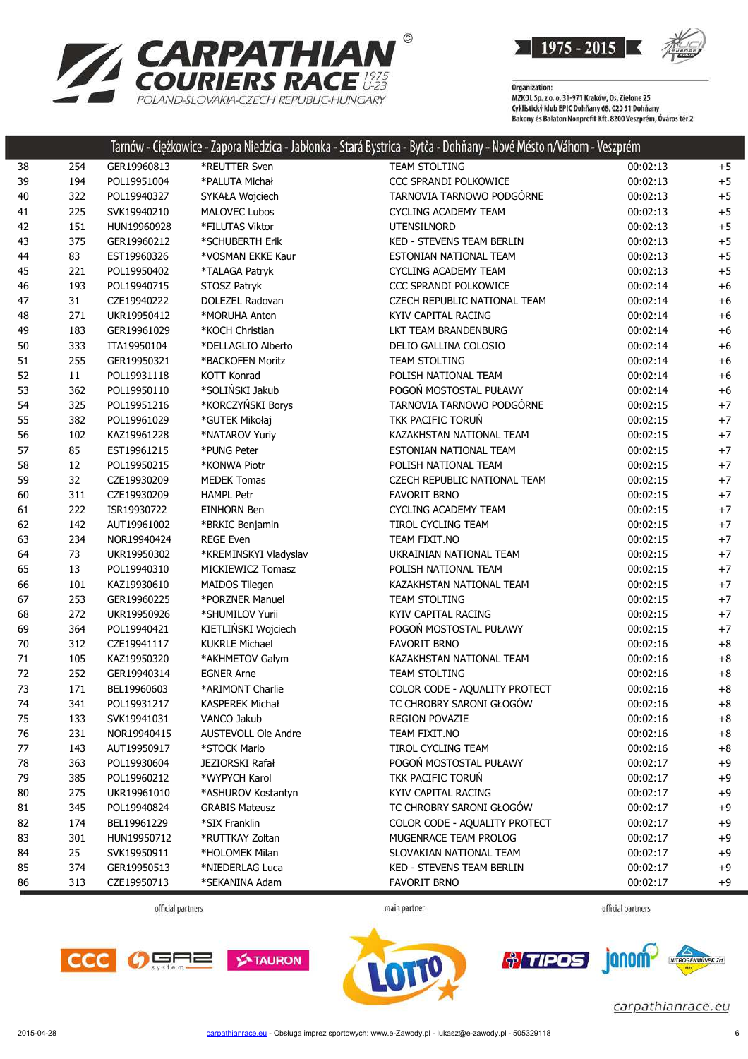# CARPATHIAN COURIERS RACE 1975 U-23

POLAND-SLOVAKIA-CZECH REPUBLIC-HUNGARY

1975 - 2015

Organization:
MZKOL Sp. z o. o. 31-971 Kraków, Os. Zielone 25
Cyklistický klub EPIC Dohňany 68, 020 51 Dohňany
Bakony és Balaton Nonprofit Kft. 8200 Veszprém, Óváros tér 2

## Tarnów - Ciężkowice - Zapora Niedzica - Jabłonka - Stará Bystrica - Bytča - Dohňany - Nové Mésto n/Váhom - Veszprém

| | | | | | | |
|---|---|---|---|---|---|---|
| 38 | 254 | GER19960813 | *REUTTER Sven | TEAM STOLTING | 00:02:13 | +5 |
| 39 | 194 | POL19951004 | *PALUTA Michał | CCC SPRANDI POLKOWICE | 00:02:13 | +5 |
| 40 | 322 | POL19940327 | SYKAŁA Wojciech | TARNOVIA TARNOWO PODGÓRNE | 00:02:13 | +5 |
| 41 | 225 | SVK19940210 | MALOVEC Lubos | CYCLING ACADEMY TEAM | 00:02:13 | +5 |
| 42 | 151 | HUN19960928 | *FILUTAS Viktor | UTENSILNORD | 00:02:13 | +5 |
| 43 | 375 | GER19960212 | *SCHUBERTH Erik | KED - STEVENS TEAM BERLIN | 00:02:13 | +5 |
| 44 | 83 | EST19960326 | *VOSMAN EKKE Kaur | ESTONIAN NATIONAL TEAM | 00:02:13 | +5 |
| 45 | 221 | POL19950402 | *TALAGA Patryk | CYCLING ACADEMY TEAM | 00:02:13 | +5 |
| 46 | 193 | POL19940715 | STOSZ Patryk | CCC SPRANDI POLKOWICE | 00:02:14 | +6 |
| 47 | 31 | CZE19940222 | DOLEZEL Radovan | CZECH REPUBLIC NATIONAL TEAM | 00:02:14 | +6 |
| 48 | 271 | UKR19950412 | *MORUHA Anton | KYIV CAPITAL RACING | 00:02:14 | +6 |
| 49 | 183 | GER19961029 | *KOCH Christian | LKT TEAM BRANDENBURG | 00:02:14 | +6 |
| 50 | 333 | ITA19950104 | *DELLAGLIO Alberto | DELIO GALLINA COLOSIO | 00:02:14 | +6 |
| 51 | 255 | GER19950321 | *BACKOFEN Moritz | TEAM STOLTING | 00:02:14 | +6 |
| 52 | 11 | POL19931118 | KOTT Konrad | POLISH NATIONAL TEAM | 00:02:14 | +6 |
| 53 | 362 | POL19950110 | *SOLIŃSKI Jakub | POGOŃ MOSTOSTAL PUŁAWY | 00:02:14 | +6 |
| 54 | 325 | POL19951216 | *KORCZYŃSKI Borys | TARNOVIA TARNOWO PODGÓRNE | 00:02:15 | +7 |
| 55 | 382 | POL19961029 | *GUTEK Mikołaj | TKK PACIFIC TORUŃ | 00:02:15 | +7 |
| 56 | 102 | KAZ19961228 | *NATAROV Yuriy | KAZAKHSTAN NATIONAL TEAM | 00:02:15 | +7 |
| 57 | 85 | EST19961215 | *PUNG Peter | ESTONIAN NATIONAL TEAM | 00:02:15 | +7 |
| 58 | 12 | POL19950215 | *KONWA Piotr | POLISH NATIONAL TEAM | 00:02:15 | +7 |
| 59 | 32 | CZE19930209 | MEDEK Tomas | CZECH REPUBLIC NATIONAL TEAM | 00:02:15 | +7 |
| 60 | 311 | CZE19930209 | HAMPL Petr | FAVORIT BRNO | 00:02:15 | +7 |
| 61 | 222 | ISR19930722 | EINHORN Ben | CYCLING ACADEMY TEAM | 00:02:15 | +7 |
| 62 | 142 | AUT19961002 | *BRKIC Benjamin | TIROL CYCLING TEAM | 00:02:15 | +7 |
| 63 | 234 | NOR19940424 | REGE Even | TEAM FIXIT.NO | 00:02:15 | +7 |
| 64 | 73 | UKR19950302 | *KREMINSKYI Vladyslav | UKRAINIAN NATIONAL TEAM | 00:02:15 | +7 |
| 65 | 13 | POL19940310 | MICKIEWICZ Tomasz | POLISH NATIONAL TEAM | 00:02:15 | +7 |
| 66 | 101 | KAZ19930610 | MAIDOS Tilegen | KAZAKHSTAN NATIONAL TEAM | 00:02:15 | +7 |
| 67 | 253 | GER19960225 | *PORZNER Manuel | TEAM STOLTING | 00:02:15 | +7 |
| 68 | 272 | UKR19950926 | *SHUMILOV Yurii | KYIV CAPITAL RACING | 00:02:15 | +7 |
| 69 | 364 | POL19940421 | KIETLIŃSKI Wojciech | POGOŃ MOSTOSTAL PUŁAWY | 00:02:15 | +7 |
| 70 | 312 | CZE19941117 | KUKRLE Michael | FAVORIT BRNO | 00:02:16 | +8 |
| 71 | 105 | KAZ19950320 | *AKHMETOV Galym | KAZAKHSTAN NATIONAL TEAM | 00:02:16 | +8 |
| 72 | 252 | GER19940314 | EGNER Arne | TEAM STOLTING | 00:02:16 | +8 |
| 73 | 171 | BEL19960603 | *ARIMONT Charlie | COLOR CODE - AQUALITY PROTECT | 00:02:16 | +8 |
| 74 | 341 | POL19931217 | KASPEREK Michał | TC CHROBRY SARONI GŁOGÓW | 00:02:16 | +8 |
| 75 | 133 | SVK19941031 | VANCO Jakub | REGION POVAZIE | 00:02:16 | +8 |
| 76 | 231 | NOR19940415 | AUSTEVOLL Ole Andre | TEAM FIXIT.NO | 00:02:16 | +8 |
| 77 | 143 | AUT19950917 | *STOCK Mario | TIROL CYCLING TEAM | 00:02:16 | +8 |
| 78 | 363 | POL19930604 | JEZIORSKI Rafał | POGOŃ MOSTOSTAL PUŁAWY | 00:02:17 | +9 |
| 79 | 385 | POL19960212 | *WYPYCH Karol | TKK PACIFIC TORUŃ | 00:02:17 | +9 |
| 80 | 275 | UKR19961010 | *ASHUROV Kostantyn | KYIV CAPITAL RACING | 00:02:17 | +9 |
| 81 | 345 | POL19940824 | GRABIS Mateusz | TC CHROBRY SARONI GŁOGÓW | 00:02:17 | +9 |
| 82 | 174 | BEL19961229 | *SIX Franklin | COLOR CODE - AQUALITY PROTECT | 00:02:17 | +9 |
| 83 | 301 | HUN19950712 | *RUTTKAY Zoltan | MUGENRACE TEAM PROLOG | 00:02:17 | +9 |
| 84 | 25 | SVK19950911 | *HOLOMEK Milan | SLOVAKIAN NATIONAL TEAM | 00:02:17 | +9 |
| 85 | 374 | GER19950513 | *NIEDERLAG Luca | KED - STEVENS TEAM BERLIN | 00:02:17 | +9 |
| 86 | 313 | CZE19950713 | *SEKANINA Adam | FAVORIT BRNO | 00:02:17 | +9 |

official partners — main partner — official partners

carpathianrace.eu

2015-04-28 carpathianrace.eu - Obsługa imprez sportowych: www.e-Zawody.pl - lukasz@e-zawody.pl - 505329118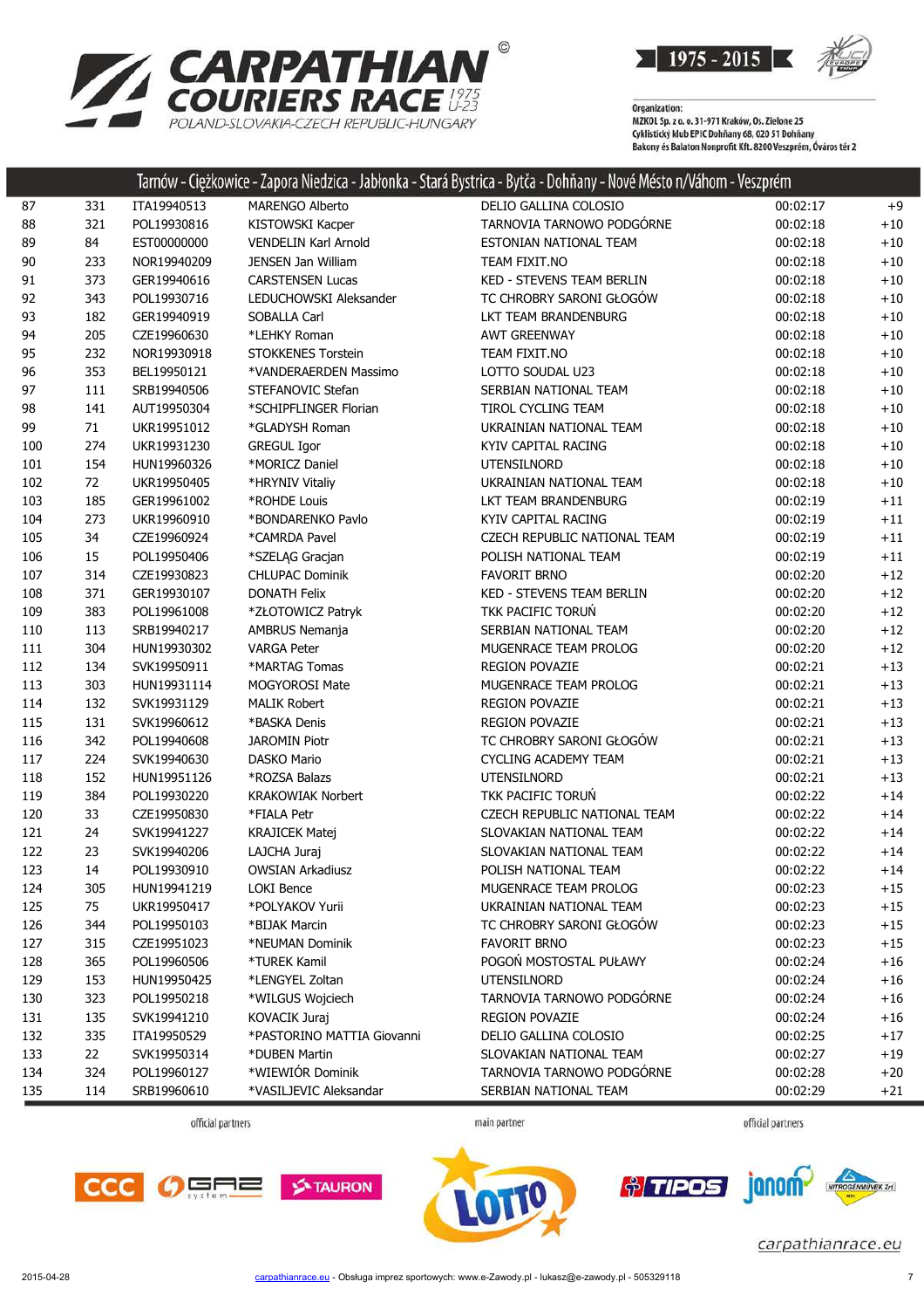Tarnów - Ciężkowice - Zapora Niedzica - Jabłonka - Stará Bystrica - Bytča - Dohňany - Nové Mésto n/Váhom - Veszprém

| | | | | | | |
|---|---|---|---|---|---|---|
| 87 | 331 | ITA19940513 | MARENGO Alberto | DELIO GALLINA COLOSIO | 00:02:17 | +9 |
| 88 | 321 | POL19930816 | KISTOWSKI Kacper | TARNOVIA TARNOWO PODGÓRNE | 00:02:18 | +10 |
| 89 | 84 | EST00000000 | VENDELIN Karl Arnold | ESTONIAN NATIONAL TEAM | 00:02:18 | +10 |
| 90 | 233 | NOR19940209 | JENSEN Jan William | TEAM FIXIT.NO | 00:02:18 | +10 |
| 91 | 373 | GER19940616 | CARSTENSEN Lucas | KED - STEVENS TEAM BERLIN | 00:02:18 | +10 |
| 92 | 343 | POL19930716 | LEDUCHOWSKI Aleksander | TC CHROBRY SARONI GŁOGÓW | 00:02:18 | +10 |
| 93 | 182 | GER19940919 | SOBALLA Carl | LKT TEAM BRANDENBURG | 00:02:18 | +10 |
| 94 | 205 | CZE19960630 | *LEHKY Roman | AWT GREENWAY | 00:02:18 | +10 |
| 95 | 232 | NOR19930918 | STOKKENES Torstein | TEAM FIXIT.NO | 00:02:18 | +10 |
| 96 | 353 | BEL19950121 | *VANDERAERDEN Massimo | LOTTO SOUDAL U23 | 00:02:18 | +10 |
| 97 | 111 | SRB19940506 | STEFANOVIC Stefan | SERBIAN NATIONAL TEAM | 00:02:18 | +10 |
| 98 | 141 | AUT19950304 | *SCHIPFLINGER Florian | TIROL CYCLING TEAM | 00:02:18 | +10 |
| 99 | 71 | UKR19951012 | *GLADYSH Roman | UKRAINIAN NATIONAL TEAM | 00:02:18 | +10 |
| 100 | 274 | UKR19931230 | GREGUL Igor | KYIV CAPITAL RACING | 00:02:18 | +10 |
| 101 | 154 | HUN19960326 | *MORICZ Daniel | UTENSILNORD | 00:02:18 | +10 |
| 102 | 72 | UKR19950405 | *HRYNIV Vitaliy | UKRAINIAN NATIONAL TEAM | 00:02:18 | +10 |
| 103 | 185 | GER19961002 | *ROHDE Louis | LKT TEAM BRANDENBURG | 00:02:19 | +11 |
| 104 | 273 | UKR19960910 | *BONDARENKO Pavlo | KYIV CAPITAL RACING | 00:02:19 | +11 |
| 105 | 34 | CZE19960924 | *CAMRDA Pavel | CZECH REPUBLIC NATIONAL TEAM | 00:02:19 | +11 |
| 106 | 15 | POL19950406 | *SZELĄG Gracjan | POLISH NATIONAL TEAM | 00:02:19 | +11 |
| 107 | 314 | CZE19930823 | CHLUPAC Dominik | FAVORIT BRNO | 00:02:20 | +12 |
| 108 | 371 | GER19930107 | DONATH Felix | KED - STEVENS TEAM BERLIN | 00:02:20 | +12 |
| 109 | 383 | POL19961008 | *ZŁOTOWICZ Patryk | TKK PACIFIC TORUŃ | 00:02:20 | +12 |
| 110 | 113 | SRB19940217 | AMBRUS Nemanja | SERBIAN NATIONAL TEAM | 00:02:20 | +12 |
| 111 | 304 | HUN19930302 | VARGA Peter | MUGENRACE TEAM PROLOG | 00:02:20 | +12 |
| 112 | 134 | SVK19950911 | *MARTAG Tomas | REGION POVAZIE | 00:02:21 | +13 |
| 113 | 303 | HUN19931114 | MOGYOROSI Mate | MUGENRACE TEAM PROLOG | 00:02:21 | +13 |
| 114 | 132 | SVK19931129 | MALIK Robert | REGION POVAZIE | 00:02:21 | +13 |
| 115 | 131 | SVK19960612 | *BASKA Denis | REGION POVAZIE | 00:02:21 | +13 |
| 116 | 342 | POL19940608 | JAROMIN Piotr | TC CHROBRY SARONI GŁOGÓW | 00:02:21 | +13 |
| 117 | 224 | SVK19940630 | DASKO Mario | CYCLING ACADEMY TEAM | 00:02:21 | +13 |
| 118 | 152 | HUN19951126 | *ROZSA Balazs | UTENSILNORD | 00:02:21 | +13 |
| 119 | 384 | POL19930220 | KRAKOWIAK Norbert | TKK PACIFIC TORUŃ | 00:02:22 | +14 |
| 120 | 33 | CZE19950830 | *FIALA Petr | CZECH REPUBLIC NATIONAL TEAM | 00:02:22 | +14 |
| 121 | 24 | SVK19941227 | KRAJICEK Matej | SLOVAKIAN NATIONAL TEAM | 00:02:22 | +14 |
| 122 | 23 | SVK19940206 | LAJCHA Juraj | SLOVAKIAN NATIONAL TEAM | 00:02:22 | +14 |
| 123 | 14 | POL19930910 | OWSIAN Arkadiusz | POLISH NATIONAL TEAM | 00:02:22 | +14 |
| 124 | 305 | HUN19941219 | LOKI Bence | MUGENRACE TEAM PROLOG | 00:02:23 | +15 |
| 125 | 75 | UKR19950417 | *POLYAKOV Yurii | UKRAINIAN NATIONAL TEAM | 00:02:23 | +15 |
| 126 | 344 | POL19950103 | *BIJAK Marcin | TC CHROBRY SARONI GŁOGÓW | 00:02:23 | +15 |
| 127 | 315 | CZE19951023 | *NEUMAN Dominik | FAVORIT BRNO | 00:02:23 | +15 |
| 128 | 365 | POL19960506 | *TUREK Kamil | POGOŃ MOSTOSTAL PUŁAWY | 00:02:24 | +16 |
| 129 | 153 | HUN19950425 | *LENGYEL Zoltan | UTENSILNORD | 00:02:24 | +16 |
| 130 | 323 | POL19950218 | *WILGUS Wojciech | TARNOVIA TARNOWO PODGÓRNE | 00:02:24 | +16 |
| 131 | 135 | SVK19941210 | KOVACIK Juraj | REGION POVAZIE | 00:02:24 | +16 |
| 132 | 335 | ITA19950529 | *PASTORINO MATTIA Giovanni | DELIO GALLINA COLOSIO | 00:02:25 | +17 |
| 133 | 22 | SVK19950314 | *DUBEN Martin | SLOVAKIAN NATIONAL TEAM | 00:02:27 | +19 |
| 134 | 324 | POL19960127 | *WIEWIÓR Dominik | TARNOVIA TARNOWO PODGÓRNE | 00:02:28 | +20 |
| 135 | 114 | SRB19960610 | *VASILJEVIC Aleksandar | SERBIAN NATIONAL TEAM | 00:02:29 | +21 |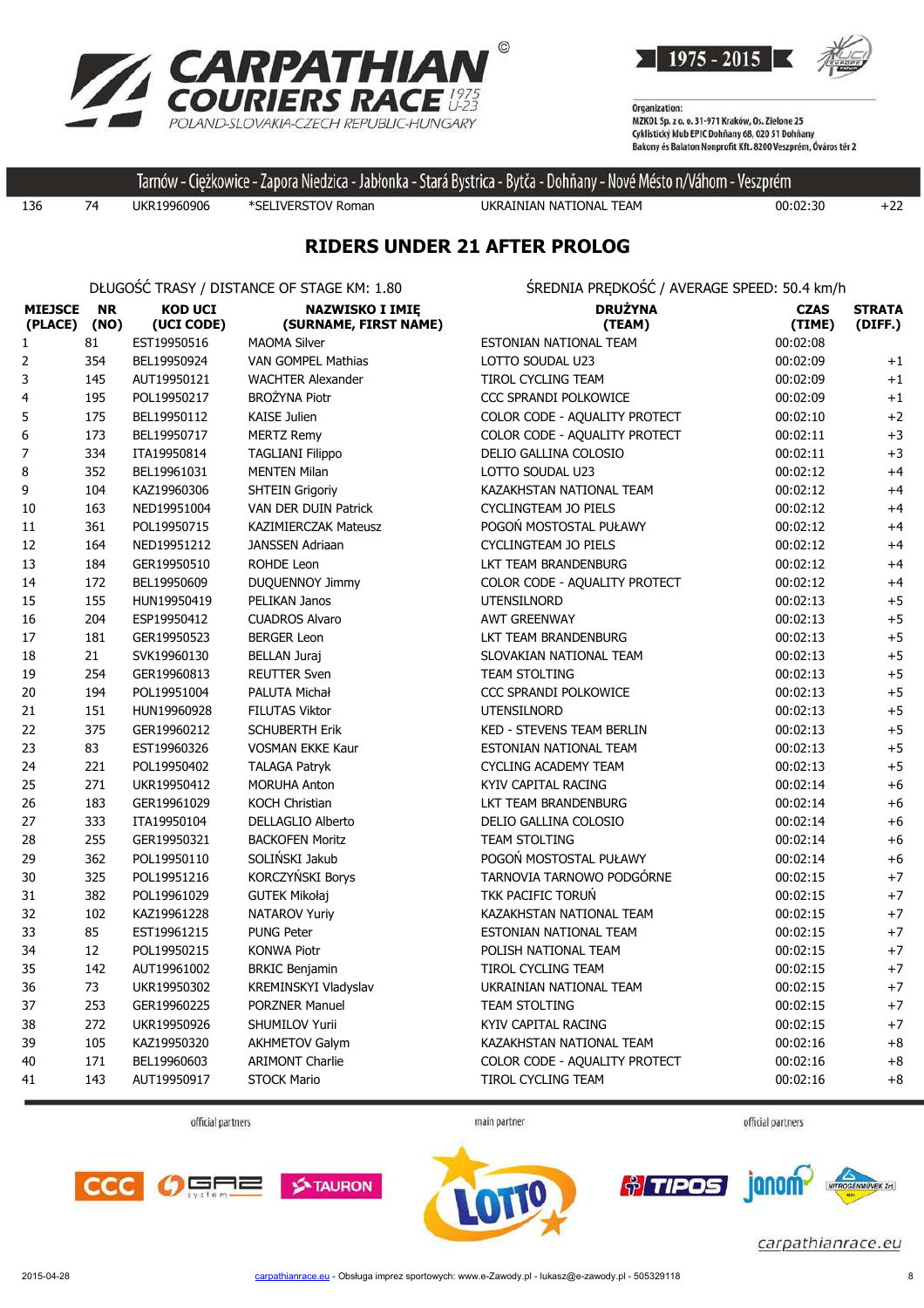Tarnów - Ciężkowice - Zapora Niedzica - Jabłonka - Stará Bystrica - Bytča - Dohňany - Nové Mésto n/Váhom - Veszprém

| 136 | 74 | UKR19960906 | *SELIVERSTOV Roman | UKRAINIAN NATIONAL TEAM | 00:02:30 | +22 |
|---|---|---|---|---|---|---|

## RIDERS UNDER 21 AFTER PROLOG

DŁUGOŚĆ TRASY / DISTANCE OF STAGE KM: 1.80

ŚREDNIA PRĘDKOŚĆ / AVERAGE SPEED: 50.4 km/h

| MIEJSCE (PLACE) | NR (NO) | KOD UCI (UCI CODE) | NAZWISKO I IMIĘ (SURNAME, FIRST NAME) | DRUŻYNA (TEAM) | CZAS (TIME) | STRATA (DIFF.) |
|---|---|---|---|---|---|---|
| 1 | 81 | EST19950516 | MAOMA Silver | ESTONIAN NATIONAL TEAM | 00:02:08 | |
| 2 | 354 | BEL19950924 | VAN GOMPEL Mathias | LOTTO SOUDAL U23 | 00:02:09 | +1 |
| 3 | 145 | AUT19950121 | WACHTER Alexander | TIROL CYCLING TEAM | 00:02:09 | +1 |
| 4 | 195 | POL19950217 | BROŻYNA Piotr | CCC SPRANDI POLKOWICE | 00:02:09 | +1 |
| 5 | 175 | BEL19950112 | KAISE Julien | COLOR CODE - AQUALITY PROTECT | 00:02:10 | +2 |
| 6 | 173 | BEL19950717 | MERTZ Remy | COLOR CODE - AQUALITY PROTECT | 00:02:11 | +3 |
| 7 | 334 | ITA19950814 | TAGLIANI Filippo | DELIO GALLINA COLOSIO | 00:02:11 | +3 |
| 8 | 352 | BEL19961031 | MENTEN Milan | LOTTO SOUDAL U23 | 00:02:12 | +4 |
| 9 | 104 | KAZ19960306 | SHTEIN Grigoriy | KAZAKHSTAN NATIONAL TEAM | 00:02:12 | +4 |
| 10 | 163 | NED19951004 | VAN DER DUIN Patrick | CYCLINGTEAM JO PIELS | 00:02:12 | +4 |
| 11 | 361 | POL19950715 | KAZIMIERCZAK Mateusz | POGOŃ MOSTOSTAL PUŁAWY | 00:02:12 | +4 |
| 12 | 164 | NED19951212 | JANSSEN Adriaan | CYCLINGTEAM JO PIELS | 00:02:12 | +4 |
| 13 | 184 | GER19950510 | ROHDE Leon | LKT TEAM BRANDENBURG | 00:02:12 | +4 |
| 14 | 172 | BEL19950609 | DUQUENNOY Jimmy | COLOR CODE - AQUALITY PROTECT | 00:02:12 | +4 |
| 15 | 155 | HUN19950419 | PELIKAN Janos | UTENSILNORD | 00:02:13 | +5 |
| 16 | 204 | ESP19950412 | CUADROS Alvaro | AWT GREENWAY | 00:02:13 | +5 |
| 17 | 181 | GER19950523 | BERGER Leon | LKT TEAM BRANDENBURG | 00:02:13 | +5 |
| 18 | 21 | SVK19960130 | BELLAN Juraj | SLOVAKIAN NATIONAL TEAM | 00:02:13 | +5 |
| 19 | 254 | GER19960813 | REUTTER Sven | TEAM STOLTING | 00:02:13 | +5 |
| 20 | 194 | POL19951004 | PALUTA Michał | CCC SPRANDI POLKOWICE | 00:02:13 | +5 |
| 21 | 151 | HUN19960928 | FILUTAS Viktor | UTENSILNORD | 00:02:13 | +5 |
| 22 | 375 | GER19960212 | SCHUBERTH Erik | KED - STEVENS TEAM BERLIN | 00:02:13 | +5 |
| 23 | 83 | EST19960326 | VOSMAN EKKE Kaur | ESTONIAN NATIONAL TEAM | 00:02:13 | +5 |
| 24 | 221 | POL19950402 | TALAGA Patryk | CYCLING ACADEMY TEAM | 00:02:13 | +5 |
| 25 | 271 | UKR19950412 | MORUHA Anton | KYIV CAPITAL RACING | 00:02:14 | +6 |
| 26 | 183 | GER19961029 | KOCH Christian | LKT TEAM BRANDENBURG | 00:02:14 | +6 |
| 27 | 333 | ITA19950104 | DELLAGLIO Alberto | DELIO GALLINA COLOSIO | 00:02:14 | +6 |
| 28 | 255 | GER19950321 | BACKOFEN Moritz | TEAM STOLTING | 00:02:14 | +6 |
| 29 | 362 | POL19950110 | SOLIŃSKI Jakub | POGOŃ MOSTOSTAL PUŁAWY | 00:02:14 | +6 |
| 30 | 325 | POL19951216 | KORCZYŃSKI Borys | TARNOVIA TARNOWO PODGÓRNE | 00:02:15 | +7 |
| 31 | 382 | POL19961029 | GUTEK Mikołaj | TKK PACIFIC TORUŃ | 00:02:15 | +7 |
| 32 | 102 | KAZ19961228 | NATAROV Yuriy | KAZAKHSTAN NATIONAL TEAM | 00:02:15 | +7 |
| 33 | 85 | EST19961215 | PUNG Peter | ESTONIAN NATIONAL TEAM | 00:02:15 | +7 |
| 34 | 12 | POL19950215 | KONWA Piotr | POLISH NATIONAL TEAM | 00:02:15 | +7 |
| 35 | 142 | AUT19961002 | BRKIC Benjamin | TIROL CYCLING TEAM | 00:02:15 | +7 |
| 36 | 73 | UKR19950302 | KREMINSKYI Vladyslav | UKRAINIAN NATIONAL TEAM | 00:02:15 | +7 |
| 37 | 253 | GER19960225 | PORZNER Manuel | TEAM STOLTING | 00:02:15 | +7 |
| 38 | 272 | UKR19950926 | SHUMILOV Yurii | KYIV CAPITAL RACING | 00:02:15 | +7 |
| 39 | 105 | KAZ19950320 | AKHMETOV Galym | KAZAKHSTAN NATIONAL TEAM | 00:02:16 | +8 |
| 40 | 171 | BEL19960603 | ARIMONT Charlie | COLOR CODE - AQUALITY PROTECT | 00:02:16 | +8 |
| 41 | 143 | AUT19950917 | STOCK Mario | TIROL CYCLING TEAM | 00:02:16 | +8 |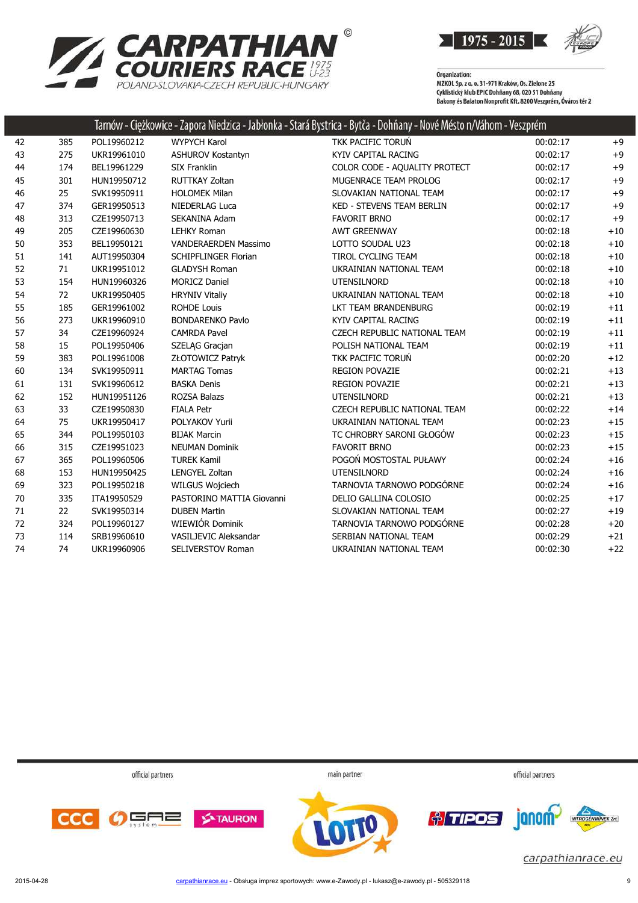# CARPATHIAN COURIERS RACE 1975 U-23

POLAND-SLOVAKIA-CZECH REPUBLIC-HUNGARY

1975 - 2015

Organization:
MZKOL Sp. z o. o. 31-971 Kraków, Os. Zielone 25
Cyklistický klub EPIC Dohňany 68, 020 51 Dohňany
Bakony és Balaton Nonprofit Kft. 8200 Veszprém, Óváros tér 2

## Tarnów - Ciężkowice - Zapora Niedzica - Jabłonka - Stará Bystrica - Bytča - Dohňany - Nové Město n/Váhom - Veszprém

| | | | | | | |
|---|---|---|---|---|---|---|
| 42 | 385 | POL19960212 | WYPYCH Karol | TKK PACIFIC TORUŃ | 00:02:17 | +9 |
| 43 | 275 | UKR19961010 | ASHUROV Kostantyn | KYIV CAPITAL RACING | 00:02:17 | +9 |
| 44 | 174 | BEL19961229 | SIX Franklin | COLOR CODE - AQUALITY PROTECT | 00:02:17 | +9 |
| 45 | 301 | HUN19950712 | RUTTKAY Zoltan | MUGENRACE TEAM PROLOG | 00:02:17 | +9 |
| 46 | 25 | SVK19950911 | HOLOMEK Milan | SLOVAKIAN NATIONAL TEAM | 00:02:17 | +9 |
| 47 | 374 | GER19950513 | NIEDERLAG Luca | KED - STEVENS TEAM BERLIN | 00:02:17 | +9 |
| 48 | 313 | CZE19950713 | SEKANINA Adam | FAVORIT BRNO | 00:02:17 | +9 |
| 49 | 205 | CZE19960630 | LEHKY Roman | AWT GREENWAY | 00:02:18 | +10 |
| 50 | 353 | BEL19950121 | VANDERAERDEN Massimo | LOTTO SOUDAL U23 | 00:02:18 | +10 |
| 51 | 141 | AUT19950304 | SCHIPFLINGER Florian | TIROL CYCLING TEAM | 00:02:18 | +10 |
| 52 | 71 | UKR19951012 | GLADYSH Roman | UKRAINIAN NATIONAL TEAM | 00:02:18 | +10 |
| 53 | 154 | HUN19960326 | MORICZ Daniel | UTENSILNORD | 00:02:18 | +10 |
| 54 | 72 | UKR19950405 | HRYNIV Vitaliy | UKRAINIAN NATIONAL TEAM | 00:02:18 | +10 |
| 55 | 185 | GER19961002 | ROHDE Louis | LKT TEAM BRANDENBURG | 00:02:19 | +11 |
| 56 | 273 | UKR19960910 | BONDARENKO Pavlo | KYIV CAPITAL RACING | 00:02:19 | +11 |
| 57 | 34 | CZE19960924 | CAMRDA Pavel | CZECH REPUBLIC NATIONAL TEAM | 00:02:19 | +11 |
| 58 | 15 | POL19950406 | SZELĄG Gracjan | POLISH NATIONAL TEAM | 00:02:19 | +11 |
| 59 | 383 | POL19961008 | ZŁOTOWICZ Patryk | TKK PACIFIC TORUŃ | 00:02:20 | +12 |
| 60 | 134 | SVK19950911 | MARTAG Tomas | REGION POVAZIE | 00:02:21 | +13 |
| 61 | 131 | SVK19960612 | BASKA Denis | REGION POVAZIE | 00:02:21 | +13 |
| 62 | 152 | HUN19951126 | ROZSA Balazs | UTENSILNORD | 00:02:21 | +13 |
| 63 | 33 | CZE19950830 | FIALA Petr | CZECH REPUBLIC NATIONAL TEAM | 00:02:22 | +14 |
| 64 | 75 | UKR19950417 | POLYAKOV Yurii | UKRAINIAN NATIONAL TEAM | 00:02:23 | +15 |
| 65 | 344 | POL19950103 | BIJAK Marcin | TC CHROBRY SARONI GŁOGÓW | 00:02:23 | +15 |
| 66 | 315 | CZE19951023 | NEUMAN Dominik | FAVORIT BRNO | 00:02:23 | +15 |
| 67 | 365 | POL19960506 | TUREK Kamil | POGOŃ MOSTOSTAL PUŁAWY | 00:02:24 | +16 |
| 68 | 153 | HUN19950425 | LENGYEL Zoltan | UTENSILNORD | 00:02:24 | +16 |
| 69 | 323 | POL19950218 | WILGUS Wojciech | TARNOVIA TARNOWO PODGÓRNE | 00:02:24 | +16 |
| 70 | 335 | ITA19950529 | PASTORINO MATTIA Giovanni | DELIO GALLINA COLOSIO | 00:02:25 | +17 |
| 71 | 22 | SVK19950314 | DUBEN Martin | SLOVAKIAN NATIONAL TEAM | 00:02:27 | +19 |
| 72 | 324 | POL19960127 | WIEWIÓR Dominik | TARNOVIA TARNOWO PODGÓRNE | 00:02:28 | +20 |
| 73 | 114 | SRB19960610 | VASILJEVIC Aleksandar | SERBIAN NATIONAL TEAM | 00:02:29 | +21 |
| 74 | 74 | UKR19960906 | SELIVERSTOV Roman | UKRAINIAN NATIONAL TEAM | 00:02:30 | +22 |

official partners — main partner — official partners

CCC · GAZ system · TAURON · LOTTO · TIPOS · janom · NITROGÉNMŰVEK Zrt.

carpathianrace.eu

2015-04-28 — carpathianrace.eu - Obsługa imprez sportowych: www.e-Zawody.pl - lukasz@e-zawody.pl - 505329118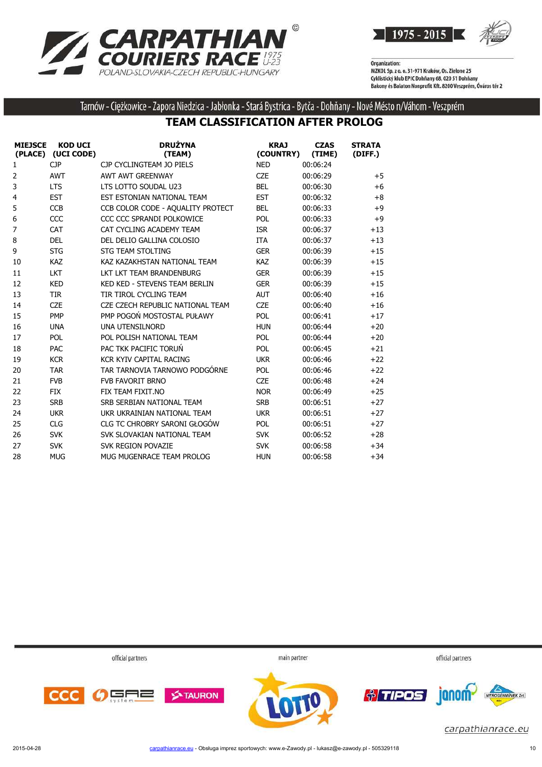# CARPATHIAN COURIERS RACE U-23

POLAND-SLOVAKIA-CZECH REPUBLIC-HUNGARY

1975 - 2015

Organization:
MZKOL Sp. z o. o. 31-971 Kraków, Os. Zielone 25
Cyklistický klub EPIC Dohňany 68, 020 51 Dohňany
Bakony és Balaton Nonprofit Kft. 8200 Veszprém, Óváros tér 2

Tarnów - Ciężkowice - Zapora Niedzica - Jabłonka - Stará Bystrica - Bytča - Dohňany - Nové Mésto n/Váhom - Veszprém

## TEAM CLASSIFICATION AFTER PROLOG

| MIEJSCE (PLACE) | KOD UCI (UCI CODE) | DRUŻYNA (TEAM) | KRAJ (COUNTRY) | CZAS (TIME) | STRATA (DIFF.) |
|---|---|---|---|---|---|
| 1 | CJP | CJP CYCLINGTEAM JO PIELS | NED | 00:06:24 | |
| 2 | AWT | AWT AWT GREENWAY | CZE | 00:06:29 | +5 |
| 3 | LTS | LTS LOTTO SOUDAL U23 | BEL | 00:06:30 | +6 |
| 4 | EST | EST ESTONIAN NATIONAL TEAM | EST | 00:06:32 | +8 |
| 5 | CCB | CCB COLOR CODE - AQUALITY PROTECT | BEL | 00:06:33 | +9 |
| 6 | CCC | CCC CCC SPRANDI POLKOWICE | POL | 00:06:33 | +9 |
| 7 | CAT | CAT CYCLING ACADEMY TEAM | ISR | 00:06:37 | +13 |
| 8 | DEL | DEL DELIO GALLINA COLOSIO | ITA | 00:06:37 | +13 |
| 9 | STG | STG TEAM STOLTING | GER | 00:06:39 | +15 |
| 10 | KAZ | KAZ KAZAKHSTAN NATIONAL TEAM | KAZ | 00:06:39 | +15 |
| 11 | LKT | LKT LKT TEAM BRANDENBURG | GER | 00:06:39 | +15 |
| 12 | KED | KED KED - STEVENS TEAM BERLIN | GER | 00:06:39 | +15 |
| 13 | TIR | TIR TIROL CYCLING TEAM | AUT | 00:06:40 | +16 |
| 14 | CZE | CZE CZECH REPUBLIC NATIONAL TEAM | CZE | 00:06:40 | +16 |
| 15 | PMP | PMP POGOŃ MOSTOSTAL PUŁAWY | POL | 00:06:41 | +17 |
| 16 | UNA | UNA UTENSILNORD | HUN | 00:06:44 | +20 |
| 17 | POL | POL POLISH NATIONAL TEAM | POL | 00:06:44 | +20 |
| 18 | PAC | PAC TKK PACIFIC TORUŃ | POL | 00:06:45 | +21 |
| 19 | KCR | KCR KYIV CAPITAL RACING | UKR | 00:06:46 | +22 |
| 20 | TAR | TAR TARNOVIA TARNOWO PODGÓRNE | POL | 00:06:46 | +22 |
| 21 | FVB | FVB FAVORIT BRNO | CZE | 00:06:48 | +24 |
| 22 | FIX | FIX TEAM FIXIT.NO | NOR | 00:06:49 | +25 |
| 23 | SRB | SRB SERBIAN NATIONAL TEAM | SRB | 00:06:51 | +27 |
| 24 | UKR | UKR UKRAINIAN NATIONAL TEAM | UKR | 00:06:51 | +27 |
| 25 | CLG | CLG TC CHROBRY SARONI GŁOGÓW | POL | 00:06:51 | +27 |
| 26 | SVK | SVK SLOVAKIAN NATIONAL TEAM | SVK | 00:06:52 | +28 |
| 27 | SVK | SVK REGION POVAZIE | SVK | 00:06:58 | +34 |
| 28 | MUG | MUG MUGENRACE TEAM PROLOG | HUN | 00:06:58 | +34 |

official partners — main partner — official partners

carpathianrace.eu

2015-04-28 — carpathianrace.eu - Obsługa imprez sportowych: www.e-Zawody.pl - lukasz@e-zawody.pl - 505329118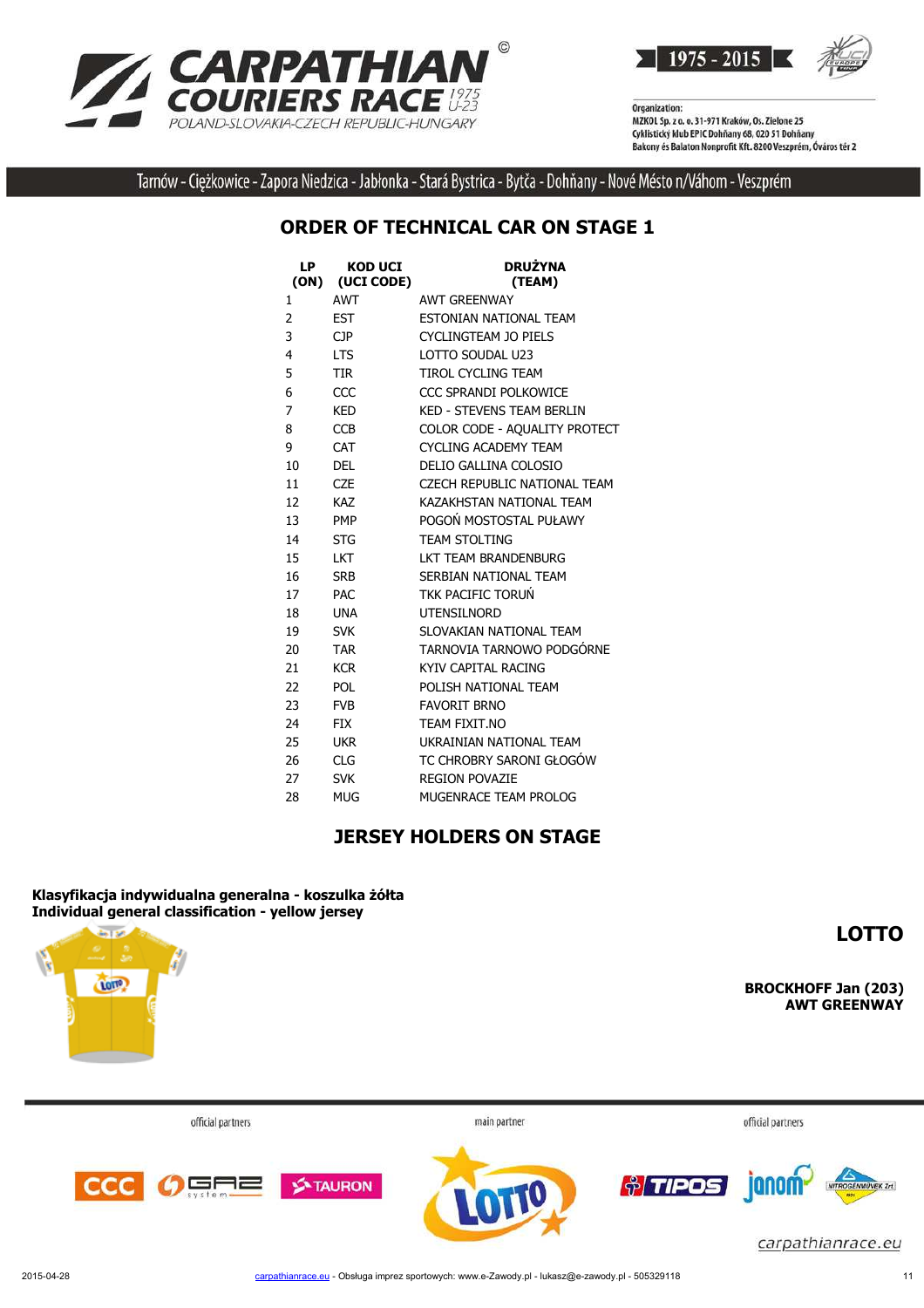## ORDER OF TECHNICAL CAR ON STAGE 1

| LP (ON) | KOD UCI (UCI CODE) | DRUŻYNA (TEAM) |
|---|---|---|
| 1 | AWT | AWT GREENWAY |
| 2 | EST | ESTONIAN NATIONAL TEAM |
| 3 | CJP | CYCLINGTEAM JO PIELS |
| 4 | LTS | LOTTO SOUDAL U23 |
| 5 | TIR | TIROL CYCLING TEAM |
| 6 | CCC | CCC SPRANDI POLKOWICE |
| 7 | KED | KED - STEVENS TEAM BERLIN |
| 8 | CCB | COLOR CODE - AQUALITY PROTECT |
| 9 | CAT | CYCLING ACADEMY TEAM |
| 10 | DEL | DELIO GALLINA COLOSIO |
| 11 | CZE | CZECH REPUBLIC NATIONAL TEAM |
| 12 | KAZ | KAZAKHSTAN NATIONAL TEAM |
| 13 | PMP | POGOŃ MOSTOSTAL PUŁAWY |
| 14 | STG | TEAM STOLTING |
| 15 | LKT | LKT TEAM BRANDENBURG |
| 16 | SRB | SERBIAN NATIONAL TEAM |
| 17 | PAC | TKK PACIFIC TORUŃ |
| 18 | UNA | UTENSILNORD |
| 19 | SVK | SLOVAKIAN NATIONAL TEAM |
| 20 | TAR | TARNOVIA TARNOWO PODGÓRNE |
| 21 | KCR | KYIV CAPITAL RACING |
| 22 | POL | POLISH NATIONAL TEAM |
| 23 | FVB | FAVORIT BRNO |
| 24 | FIX | TEAM FIXIT.NO |
| 25 | UKR | UKRAINIAN NATIONAL TEAM |
| 26 | CLG | TC CHROBRY SARONI GŁOGÓW |
| 27 | SVK | REGION POVAZIE |
| 28 | MUG | MUGENRACE TEAM PROLOG |

## JERSEY HOLDERS ON STAGE

**Klasyfikacja indywidualna generalna - koszulka żółta**
**Individual general classification - yellow jersey**

**LOTTO**

**BROCKHOFF Jan (203)**
**AWT GREENWAY**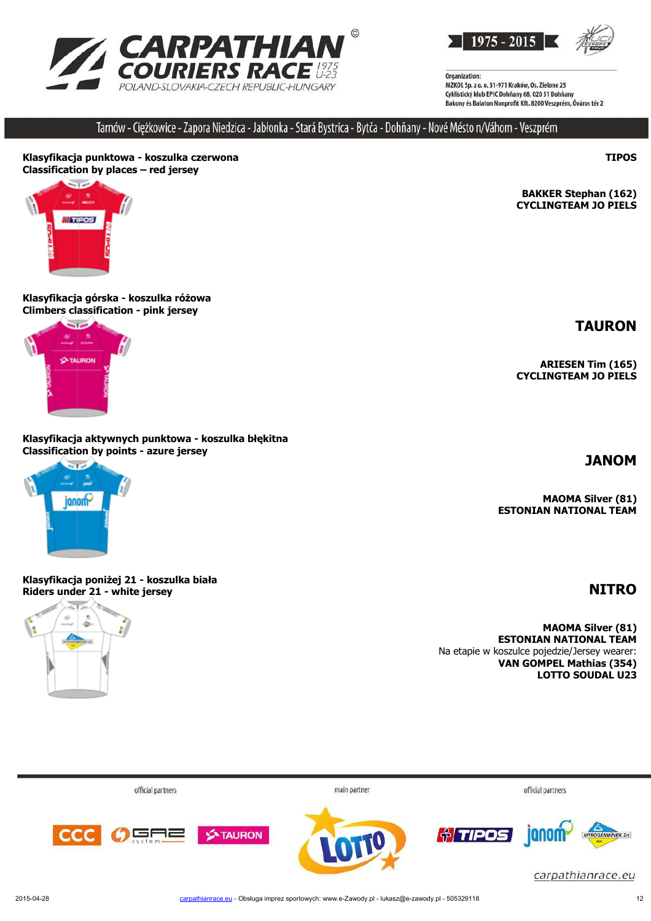Tarnów - Ciężkowice - Zapora Niedzica - Jabłonka - Stará Bystrica - Bytča - Dohňany - Nové Mésto n/Váhom - Veszprém

**Klasyfikacja punktowa - koszulka czerwona**
**Classification by places – red jersey**

**TIPOS**

**BAKKER Stephan (162)**
**CYCLINGTEAM JO PIELS**

**Klasyfikacja górska - koszulka różowa**
**Climbers classification - pink jersey**

## TAURON

**ARIESEN Tim (165)**
**CYCLINGTEAM JO PIELS**

**Klasyfikacja aktywnych punktowa - koszulka błękitna**
**Classification by points - azure jersey**

## JANOM

**MAOMA Silver (81)**
**ESTONIAN NATIONAL TEAM**

**Klasyfikacja poniżej 21 - koszulka biała**
**Riders under 21 - white jersey**

## NITRO

**MAOMA Silver (81)**
**ESTONIAN NATIONAL TEAM**
Na etapie w koszulce pojedzie/Jersey wearer:
**VAN GOMPEL Mathias (354)**
**LOTTO SOUDAL U23**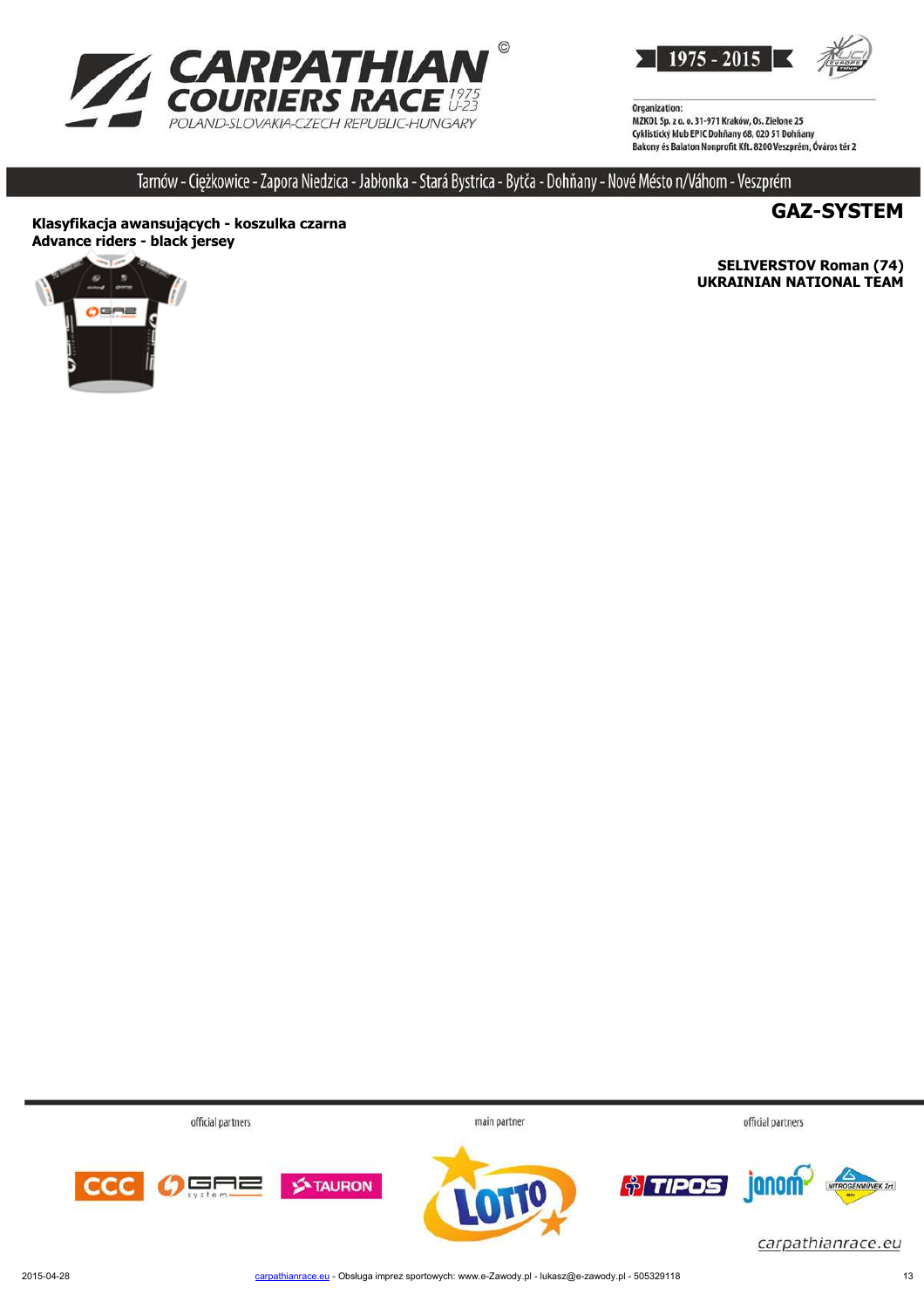Tarnów - Ciężkowice - Zapora Niedzica - Jabłonka - Stará Bystrica - Bytča - Dohňany - Nové Mésto n/Váhom - Veszprém

**Klasyfikacja awansujących - koszulka czarna**
**Advance riders - black jersey**

## GAZ-SYSTEM

**SELIVERSTOV Roman (74)**
**UKRAINIAN NATIONAL TEAM**